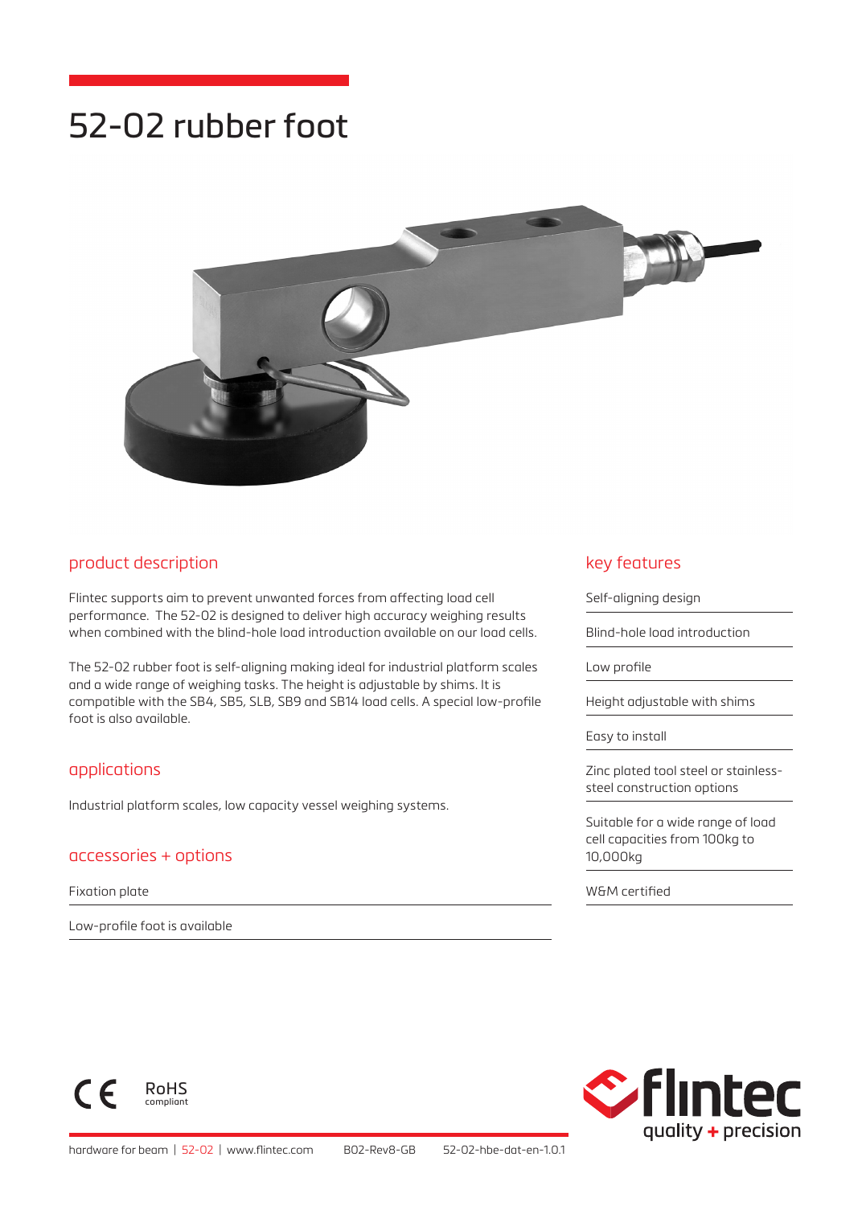# 52-02 rubber foot

## product description

Flintec supports aim to prevent unwanted forces from affecting load cell performance. The 52-02 is designed to deliver high accuracy weighing results when combined with the blind-hole load introduction available on our load cells.

The 52-02 rubber foot is self-aligning making ideal for industrial platform scales and a wide range of weighing tasks. The height is adjustable by shims. It is compatible with the SB4, SB5, SLB, SB9 and SB14 load cells. A special low-profile foot is also available.

## applications

Industrial platform scales, low capacity vessel weighing systems.

## accessories + options

- Fixation plate
- Low-profile foot is available

## key features

- Self-aligning design
- Blind-hole load introduction
- Low profile
- Height adjustable with shims
- Easy to install
- Zinc plated tool steel or stainless-steel construction options
- Suitable for a wide range of load cell capacities from 100kg to 10,000kg
- W&M certified

CE RoHS compliant

flintec quality + precision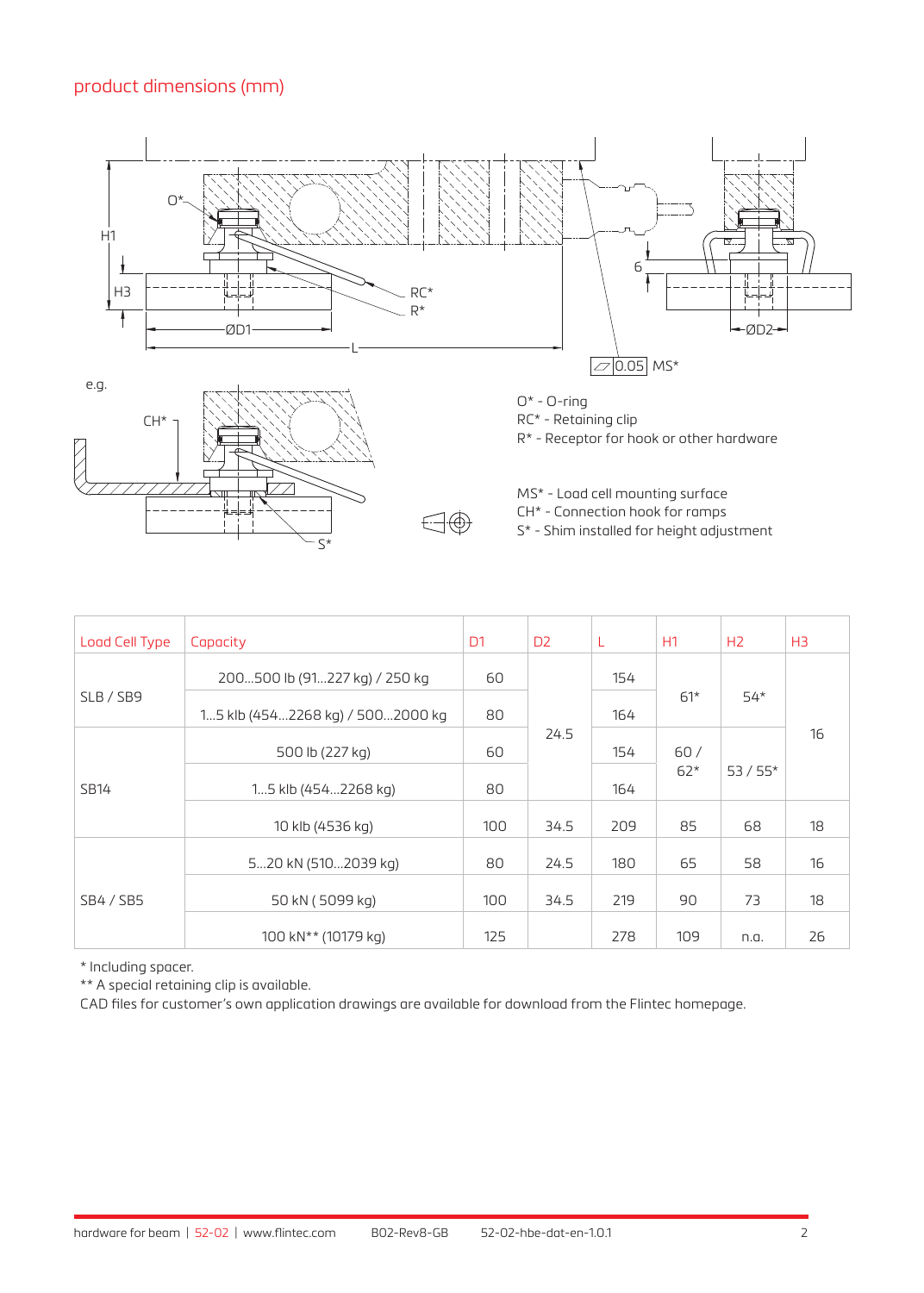## product dimensions (mm)

O* - O-ring
RC* - Retaining clip
R* - Receptor for hook or other hardware

MS* - Load cell mounting surface
CH* - Connection hook for ramps
S* - Shim installed for height adjustment

| Load Cell Type | Capacity | D1 | D2 | L | H1 | H2 | H3 |
|---|---|---|---|---|---|---|---|
| SLB / SB9 | 200…500 lb (91…227 kg) / 250 kg | 60 | 24.5 | 154 | 61* | 54* | 16 |
| | 1…5 klb (454…2268 kg) / 500…2000 kg | 80 | | 164 | | | |
| SB14 | 500 lb (227 kg) | 60 | | 154 | 60 / 62* | 53 / 55* | |
| | 1…5 klb (454…2268 kg) | 80 | | 164 | | | |
| | 10 klb (4536 kg) | 100 | 34.5 | 209 | 85 | 68 | 18 |
| SB4 / SB5 | 5…20 kN (510…2039 kg) | 80 | 24.5 | 180 | 65 | 58 | 16 |
| | 50 kN ( 5099 kg) | 100 | 34.5 | 219 | 90 | 73 | 18 |
| | 100 kN** (10179 kg) | 125 | | 278 | 109 | n.a. | 26 |

\* Including spacer.
** A special retaining clip is available.
CAD files for customer's own application drawings are available for download from the Flintec homepage.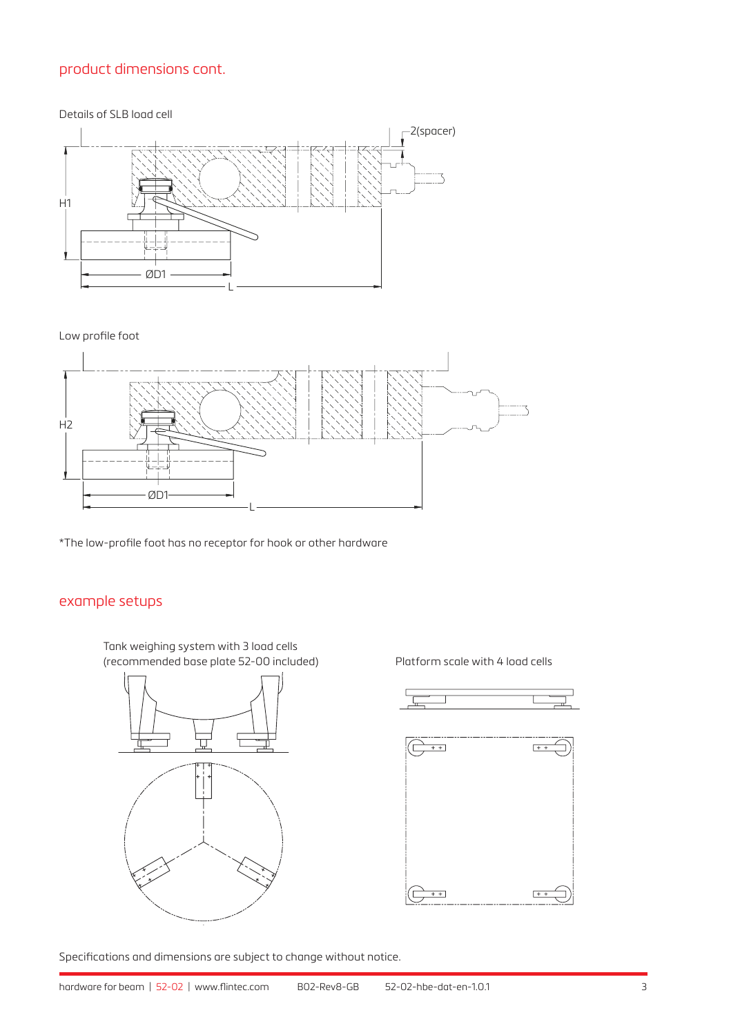## product dimensions cont.

Details of SLB load cell

2(spacer)

H1

ØD1

L

Low profile foot

H2

ØD1

L

*The low-profile foot has no receptor for hook or other hardware

## example setups

Tank weighing system with 3 load cells
(recommended base plate 52-00 included)

Platform scale with 4 load cells

Specifications and dimensions are subject to change without notice.

hardware for beam | 52-02 | www.flintec.com B02-Rev8-GB 52-02-hbe-dat-en-1.0.1